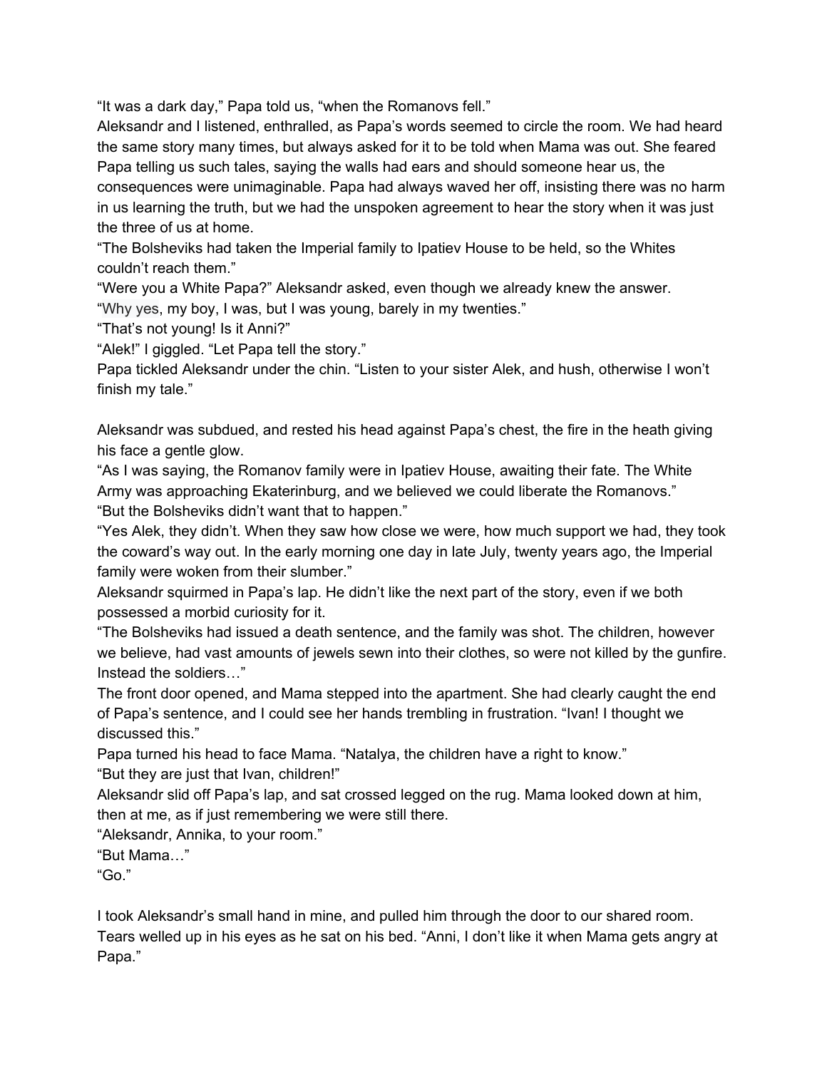"It was a dark day," Papa told us, "when the Romanovs fell."

Aleksandr and I listened, enthralled, as Papa's words seemed to circle the room. We had heard the same story many times, but always asked for it to be told when Mama was out. She feared Papa telling us such tales, saying the walls had ears and should someone hear us, the consequences were unimaginable. Papa had always waved her off, insisting there was no harm in us learning the truth, but we had the unspoken agreement to hear the story when it was just the three of us at home.

"The Bolsheviks had taken the Imperial family to Ipatiev House to be held, so the Whites couldn't reach them."

"Were you a White Papa?" Aleksandr asked, even though we already knew the answer.

"Why yes, my boy, I was, but I was young, barely in my twenties."

"That's not young! Is it Anni?"

"Alek!" I giggled. "Let Papa tell the story."

Papa tickled Aleksandr under the chin. "Listen to your sister Alek, and hush, otherwise I won't finish my tale."

Aleksandr was subdued, and rested his head against Papa's chest, the fire in the heath giving his face a gentle glow.

"As I was saying, the Romanov family were in Ipatiev House, awaiting their fate. The White Army was approaching Ekaterinburg, and we believed we could liberate the Romanovs."

"But the Bolsheviks didn't want that to happen."

"Yes Alek, they didn't. When they saw how close we were, how much support we had, they took the coward's way out. In the early morning one day in late July, twenty years ago, the Imperial family were woken from their slumber."

Aleksandr squirmed in Papa's lap. He didn't like the next part of the story, even if we both possessed a morbid curiosity for it.

"The Bolsheviks had issued a death sentence, and the family was shot. The children, however we believe, had vast amounts of jewels sewn into their clothes, so were not killed by the gunfire. Instead the soldiers…"

The front door opened, and Mama stepped into the apartment. She had clearly caught the end of Papa's sentence, and I could see her hands trembling in frustration. "Ivan! I thought we discussed this."

Papa turned his head to face Mama. "Natalya, the children have a right to know."

"But they are just that Ivan, children!"

Aleksandr slid off Papa's lap, and sat crossed legged on the rug. Mama looked down at him, then at me, as if just remembering we were still there.

"Aleksandr, Annika, to your room."

"But Mama…"

"Go."

I took Aleksandr's small hand in mine, and pulled him through the door to our shared room. Tears welled up in his eyes as he sat on his bed. "Anni, I don't like it when Mama gets angry at Papa."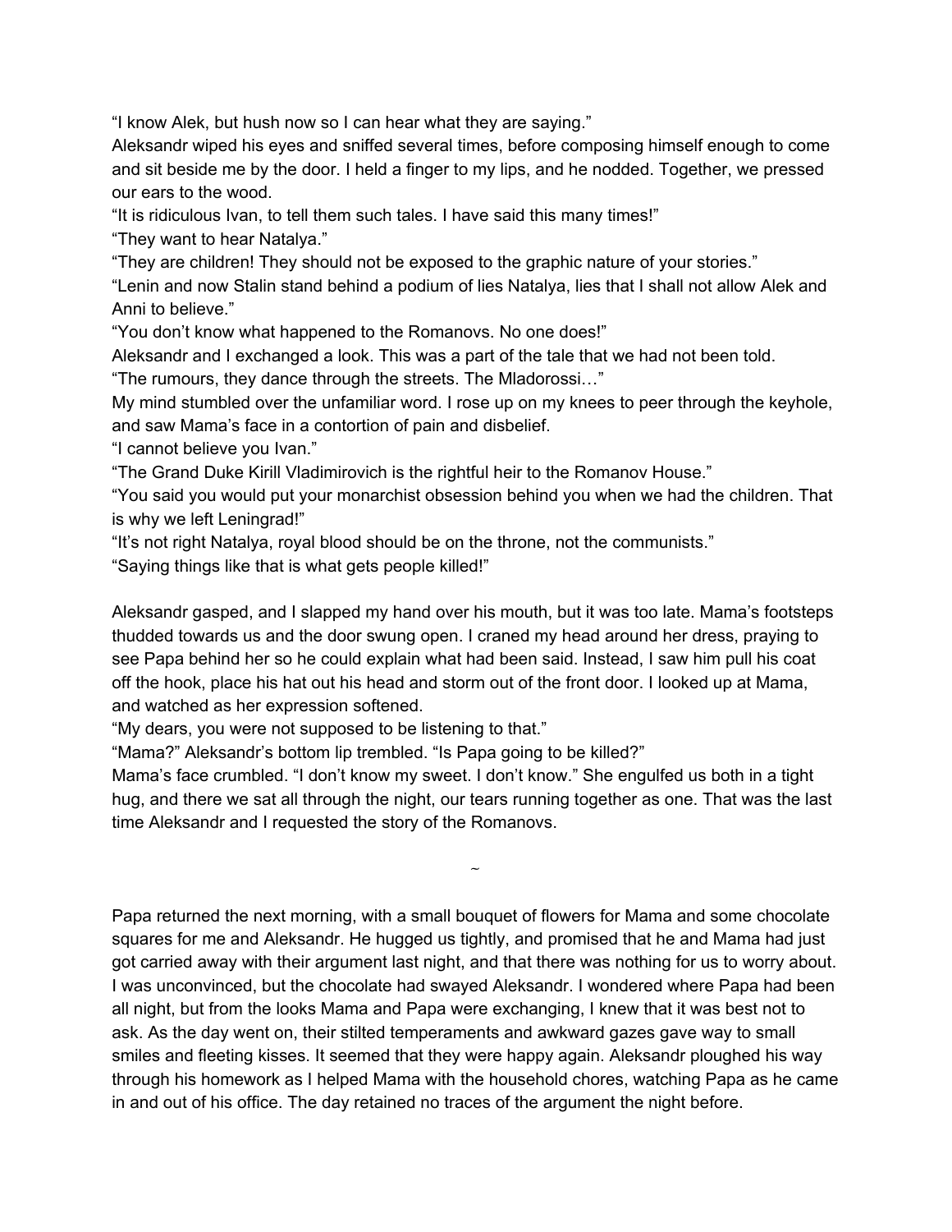"I know Alek, but hush now so I can hear what they are saying."

Aleksandr wiped his eyes and sniffed several times, before composing himself enough to come and sit beside me by the door. I held a finger to my lips, and he nodded. Together, we pressed our ears to the wood.

"It is ridiculous Ivan, to tell them such tales. I have said this many times!"

"They want to hear Natalya."

"They are children! They should not be exposed to the graphic nature of your stories."

"Lenin and now Stalin stand behind a podium of lies Natalya, lies that I shall not allow Alek and Anni to believe."

"You don't know what happened to the Romanovs. No one does!"

Aleksandr and I exchanged a look. This was a part of the tale that we had not been told.

"The rumours, they dance through the streets. The Mladorossi…"

My mind stumbled over the unfamiliar word. I rose up on my knees to peer through the keyhole, and saw Mama's face in a contortion of pain and disbelief.

"I cannot believe you Ivan."

"The Grand Duke Kirill Vladimirovich is the rightful heir to the Romanov House."

"You said you would put your monarchist obsession behind you when we had the children. That is why we left Leningrad!"

"It's not right Natalya, royal blood should be on the throne, not the communists."

"Saying things like that is what gets people killed!"

Aleksandr gasped, and I slapped my hand over his mouth, but it was too late. Mama's footsteps thudded towards us and the door swung open. I craned my head around her dress, praying to see Papa behind her so he could explain what had been said. Instead, I saw him pull his coat off the hook, place his hat out his head and storm out of the front door. I looked up at Mama, and watched as her expression softened.

"My dears, you were not supposed to be listening to that."

"Mama?" Aleksandr's bottom lip trembled. "Is Papa going to be killed?"

Mama's face crumbled. "I don't know my sweet. I don't know." She engulfed us both in a tight hug, and there we sat all through the night, our tears running together as one. That was the last time Aleksandr and I requested the story of the Romanovs.

~

Papa returned the next morning, with a small bouquet of flowers for Mama and some chocolate squares for me and Aleksandr. He hugged us tightly, and promised that he and Mama had just got carried away with their argument last night, and that there was nothing for us to worry about. I was unconvinced, but the chocolate had swayed Aleksandr. I wondered where Papa had been all night, but from the looks Mama and Papa were exchanging, I knew that it was best not to ask. As the day went on, their stilted temperaments and awkward gazes gave way to small smiles and fleeting kisses. It seemed that they were happy again. Aleksandr ploughed his way through his homework as I helped Mama with the household chores, watching Papa as he came in and out of his office. The day retained no traces of the argument the night before.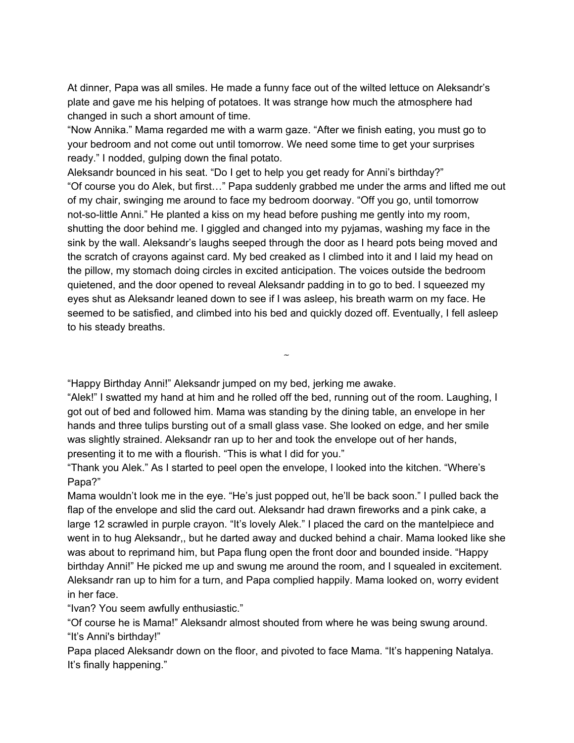At dinner, Papa was all smiles. He made a funny face out of the wilted lettuce on Aleksandr's plate and gave me his helping of potatoes. It was strange how much the atmosphere had changed in such a short amount of time.

"Now Annika." Mama regarded me with a warm gaze. "After we finish eating, you must go to your bedroom and not come out until tomorrow. We need some time to get your surprises ready." I nodded, gulping down the final potato.

Aleksandr bounced in his seat. "Do I get to help you get ready for Anni's birthday?"

"Of course you do Alek, but first…" Papa suddenly grabbed me under the arms and lifted me out of my chair, swinging me around to face my bedroom doorway. "Off you go, until tomorrow not-so-little Anni." He planted a kiss on my head before pushing me gently into my room, shutting the door behind me. I giggled and changed into my pyjamas, washing my face in the sink by the wall. Aleksandr's laughs seeped through the door as I heard pots being moved and the scratch of crayons against card. My bed creaked as I climbed into it and I laid my head on the pillow, my stomach doing circles in excited anticipation. The voices outside the bedroom quietened, and the door opened to reveal Aleksandr padding in to go to bed. I squeezed my eyes shut as Aleksandr leaned down to see if I was asleep, his breath warm on my face. He seemed to be satisfied, and climbed into his bed and quickly dozed off. Eventually, I fell asleep to his steady breaths.

~

"Happy Birthday Anni!" Aleksandr jumped on my bed, jerking me awake.

"Alek!" I swatted my hand at him and he rolled off the bed, running out of the room. Laughing, I got out of bed and followed him. Mama was standing by the dining table, an envelope in her hands and three tulips bursting out of a small glass vase. She looked on edge, and her smile was slightly strained. Aleksandr ran up to her and took the envelope out of her hands, presenting it to me with a flourish. "This is what I did for you."

"Thank you Alek." As I started to peel open the envelope, I looked into the kitchen. "Where's Papa?"

Mama wouldn't look me in the eye. "He's just popped out, he'll be back soon." I pulled back the flap of the envelope and slid the card out. Aleksandr had drawn fireworks and a pink cake, a large 12 scrawled in purple crayon. "It's lovely Alek." I placed the card on the mantelpiece and went in to hug Aleksandr,, but he darted away and ducked behind a chair. Mama looked like she was about to reprimand him, but Papa flung open the front door and bounded inside. "Happy birthday Anni!" He picked me up and swung me around the room, and I squealed in excitement. Aleksandr ran up to him for a turn, and Papa complied happily. Mama looked on, worry evident in her face.

"Ivan? You seem awfully enthusiastic."

"Of course he is Mama!" Aleksandr almost shouted from where he was being swung around. "It's Anni's birthday!"

Papa placed Aleksandr down on the floor, and pivoted to face Mama. "It's happening Natalya. It's finally happening."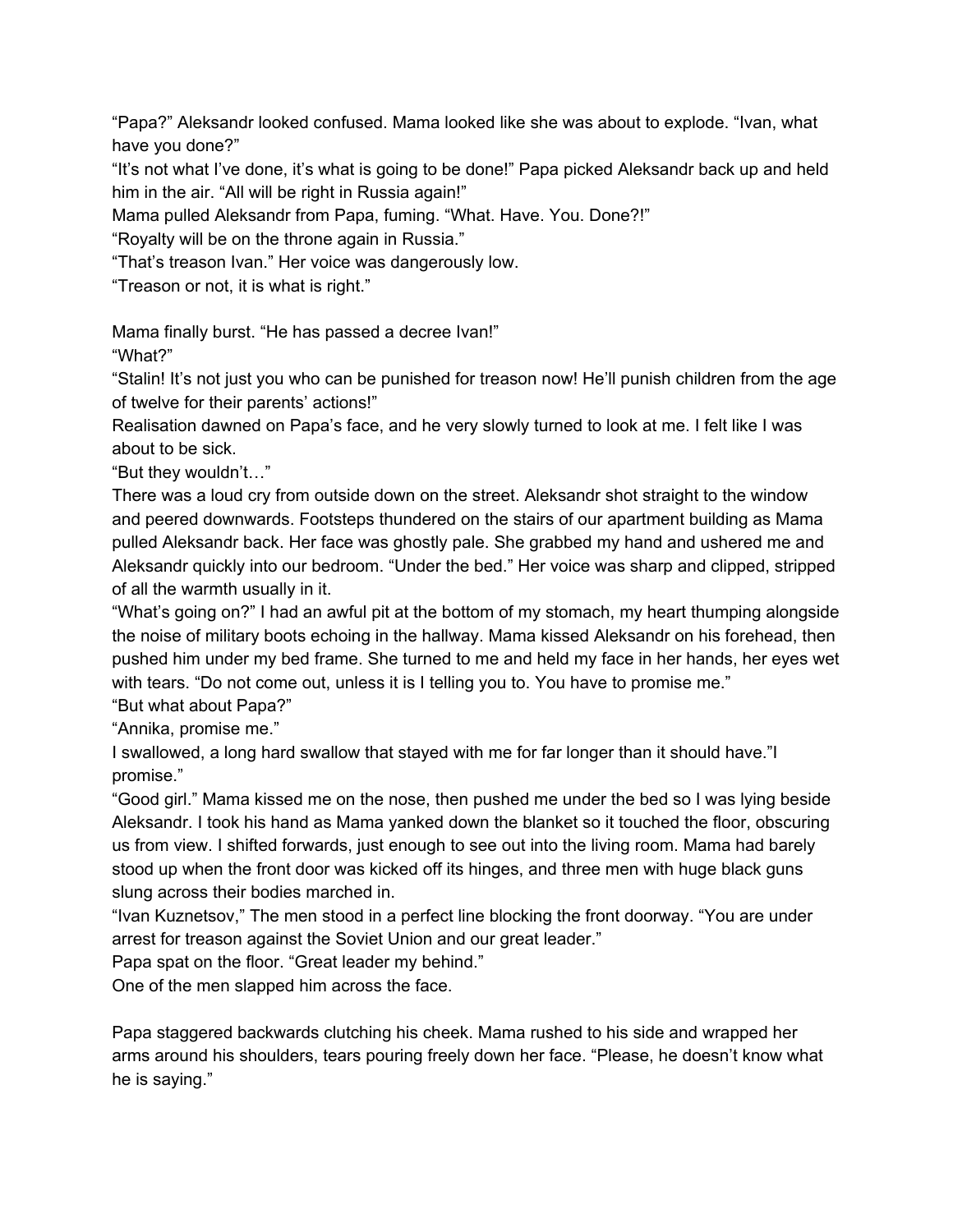“Papa?” Aleksandr looked confused. Mama looked like she was about to explode. “Ivan, what have you done?”

“It’s not what I’ve done, it’s what is going to be done!” Papa picked Aleksandr back up and held him in the air. “All will be right in Russia again!”

Mama pulled Aleksandr from Papa, fuming. “What. Have. You. Done?!”

“Royalty will be on the throne again in Russia.”

“That’s treason Ivan.” Her voice was dangerously low.

“Treason or not, it is what is right.”

Mama finally burst. “He has passed a decree Ivan!”

“What?”

“Stalin! It’s not just you who can be punished for treason now! He’ll punish children from the age of twelve for their parents’ actions!”

Realisation dawned on Papa’s face, and he very slowly turned to look at me. I felt like I was about to be sick.

“But they wouldn’t…”

There was a loud cry from outside down on the street. Aleksandr shot straight to the window and peered downwards. Footsteps thundered on the stairs of our apartment building as Mama pulled Aleksandr back. Her face was ghostly pale. She grabbed my hand and ushered me and Aleksandr quickly into our bedroom. “Under the bed.” Her voice was sharp and clipped, stripped of all the warmth usually in it.

“What’s going on?” I had an awful pit at the bottom of my stomach, my heart thumping alongside the noise of military boots echoing in the hallway. Mama kissed Aleksandr on his forehead, then pushed him under my bed frame. She turned to me and held my face in her hands, her eyes wet with tears. “Do not come out, unless it is I telling you to. You have to promise me.”

“But what about Papa?”

“Annika, promise me.”

I swallowed, a long hard swallow that stayed with me for far longer than it should have.”I promise.”

“Good girl.” Mama kissed me on the nose, then pushed me under the bed so I was lying beside Aleksandr. I took his hand as Mama yanked down the blanket so it touched the floor, obscuring us from view. I shifted forwards, just enough to see out into the living room. Mama had barely stood up when the front door was kicked off its hinges, and three men with huge black guns slung across their bodies marched in.

“Ivan Kuznetsov,” The men stood in a perfect line blocking the front doorway. “You are under arrest for treason against the Soviet Union and our great leader.”

Papa spat on the floor. “Great leader my behind.”

One of the men slapped him across the face.

Papa staggered backwards clutching his cheek. Mama rushed to his side and wrapped her arms around his shoulders, tears pouring freely down her face. “Please, he doesn’t know what he is saying.”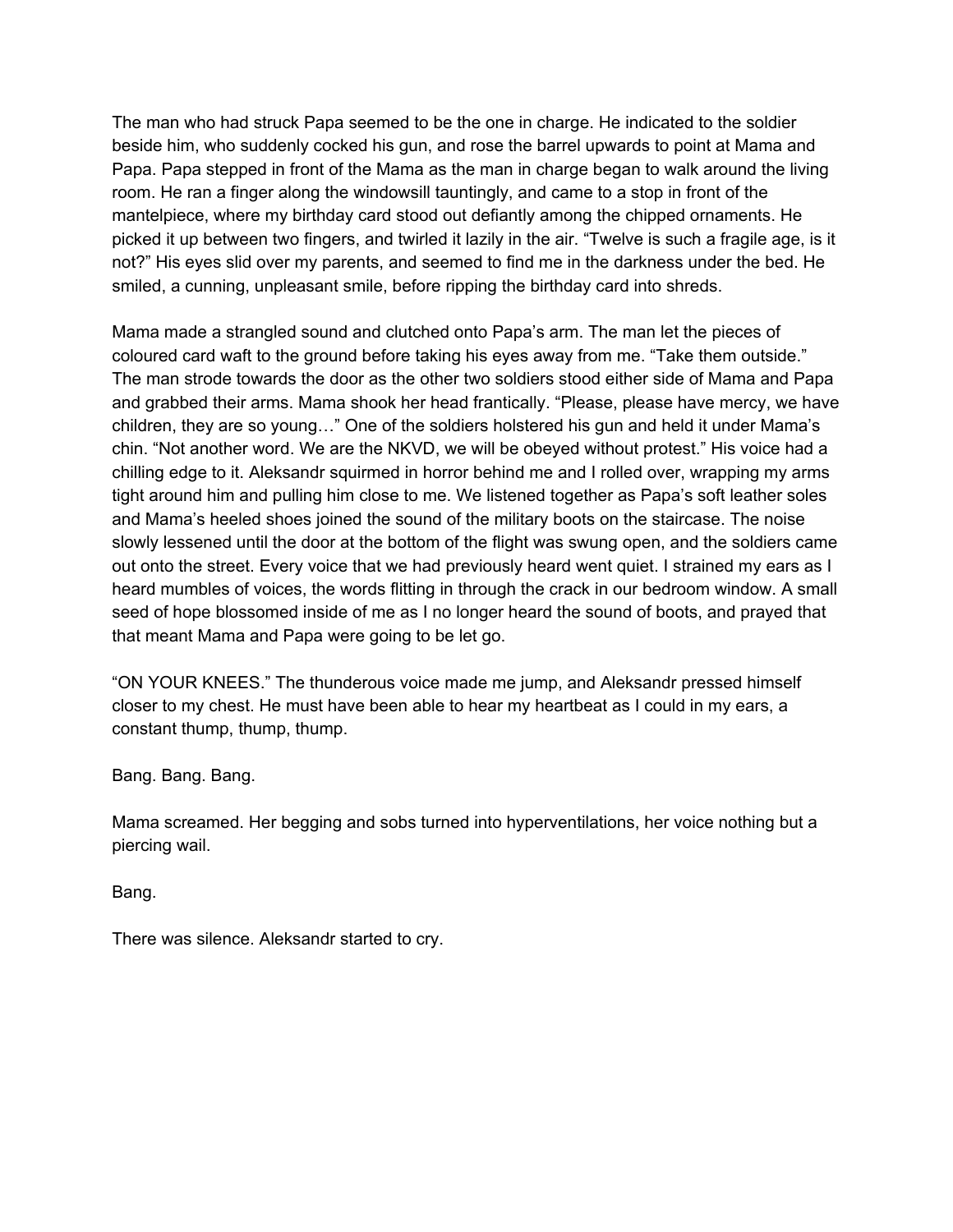The man who had struck Papa seemed to be the one in charge. He indicated to the soldier beside him, who suddenly cocked his gun, and rose the barrel upwards to point at Mama and Papa. Papa stepped in front of the Mama as the man in charge began to walk around the living room. He ran a finger along the windowsill tauntingly, and came to a stop in front of the mantelpiece, where my birthday card stood out defiantly among the chipped ornaments. He picked it up between two fingers, and twirled it lazily in the air. "Twelve is such a fragile age, is it not?" His eyes slid over my parents, and seemed to find me in the darkness under the bed. He smiled, a cunning, unpleasant smile, before ripping the birthday card into shreds.

Mama made a strangled sound and clutched onto Papa's arm. The man let the pieces of coloured card waft to the ground before taking his eyes away from me. "Take them outside." The man strode towards the door as the other two soldiers stood either side of Mama and Papa and grabbed their arms. Mama shook her head frantically. "Please, please have mercy, we have children, they are so young…" One of the soldiers holstered his gun and held it under Mama's chin. "Not another word. We are the NKVD, we will be obeyed without protest." His voice had a chilling edge to it. Aleksandr squirmed in horror behind me and I rolled over, wrapping my arms tight around him and pulling him close to me. We listened together as Papa's soft leather soles and Mama's heeled shoes joined the sound of the military boots on the staircase. The noise slowly lessened until the door at the bottom of the flight was swung open, and the soldiers came out onto the street. Every voice that we had previously heard went quiet. I strained my ears as I heard mumbles of voices, the words flitting in through the crack in our bedroom window. A small seed of hope blossomed inside of me as I no longer heard the sound of boots, and prayed that that meant Mama and Papa were going to be let go.

"ON YOUR KNEES." The thunderous voice made me jump, and Aleksandr pressed himself closer to my chest. He must have been able to hear my heartbeat as I could in my ears, a constant thump, thump, thump.

Bang. Bang. Bang.

Mama screamed. Her begging and sobs turned into hyperventilations, her voice nothing but a piercing wail.

Bang.

There was silence. Aleksandr started to cry.